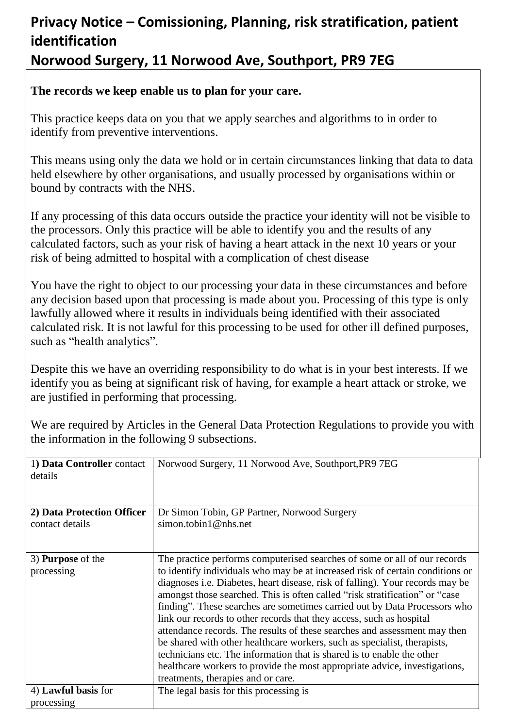# Privacy Notice – Comissioning, Planning, risk stratification, patient identification

# Norwood Surgery, 11 Norwood Ave, Southport, PR9 7EG

**The records we keep enable us to plan for your care.**

This practice keeps data on you that we apply searches and algorithms to in order to identify from preventive interventions.

This means using only the data we hold or in certain circumstances linking that data to data held elsewhere by other organisations, and usually processed by organisations within or bound by contracts with the NHS.

If any processing of this data occurs outside the practice your identity will not be visible to the processors. Only this practice will be able to identify you and the results of any calculated factors, such as your risk of having a heart attack in the next 10 years or your risk of being admitted to hospital with a complication of chest disease

You have the right to object to our processing your data in these circumstances and before any decision based upon that processing is made about you. Processing of this type is only lawfully allowed where it results in individuals being identified with their associated calculated risk. It is not lawful for this processing to be used for other ill defined purposes, such as "health analytics".

Despite this we have an overriding responsibility to do what is in your best interests. If we identify you as being at significant risk of having, for example a heart attack or stroke, we are justified in performing that processing.

We are required by Articles in the General Data Protection Regulations to provide you with the information in the following 9 subsections.

| | |
|---|---|
| 1**) Data Controller** contact details | Norwood Surgery, 11 Norwood Ave, Southport,PR9 7EG |
| **2) Data Protection Officer** contact details | Dr Simon Tobin, GP Partner, Norwood Surgery<br>simon.tobin1@nhs.net |
| 3) **Purpose** of the processing | The practice performs computerised searches of some or all of our records to identify individuals who may be at increased risk of certain conditions or diagnoses i.e. Diabetes, heart disease, risk of falling). Your records may be amongst those searched. This is often called "risk stratification" or "case finding". These searches are sometimes carried out by Data Processors who link our records to other records that they access, such as hospital attendance records. The results of these searches and assessment may then be shared with other healthcare workers, such as specialist, therapists, technicians etc. The information that is shared is to enable the other healthcare workers to provide the most appropriate advice, investigations, treatments, therapies and or care. |
| 4) **Lawful basis** for processing | The legal basis for this processing is |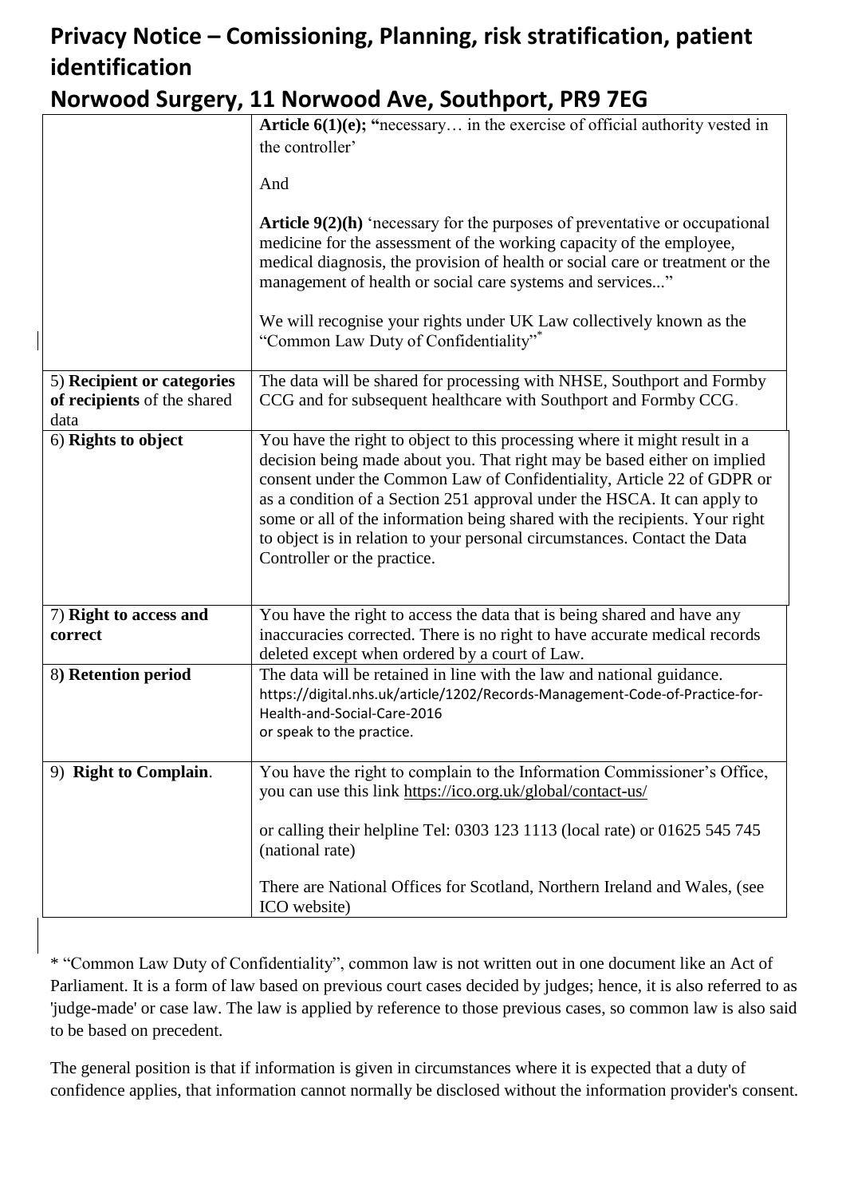# Privacy Notice – Comissioning, Planning, risk stratification, patient identification

# Norwood Surgery, 11 Norwood Ave, Southport, PR9 7EG

| | |
|---|---|
| | **Article 6(1)(e); "**necessary… in the exercise of official authority vested in the controller'<br><br>And<br><br>**Article 9(2)(h)** 'necessary for the purposes of preventative or occupational medicine for the assessment of the working capacity of the employee, medical diagnosis, the provision of health or social care or treatment or the management of health or social care systems and services..."<br><br>We will recognise your rights under UK Law collectively known as the "Common Law Duty of Confidentiality"* |
| 5) **Recipient or categories of recipients** of the shared data | The data will be shared for processing with NHSE, Southport and Formby CCG and for subsequent healthcare with Southport and Formby CCG. |
| 6) **Rights to object** | You have the right to object to this processing where it might result in a decision being made about you. That right may be based either on implied consent under the Common Law of Confidentiality, Article 22 of GDPR or as a condition of a Section 251 approval under the HSCA. It can apply to some or all of the information being shared with the recipients. Your right to object is in relation to your personal circumstances. Contact the Data Controller or the practice. |
| 7) **Right to access and correct** | You have the right to access the data that is being shared and have any inaccuracies corrected. There is no right to have accurate medical records deleted except when ordered by a court of Law. |
| 8**) Retention period** | The data will be retained in line with the law and national guidance. https://digital.nhs.uk/article/1202/Records-Management-Code-of-Practice-for-Health-and-Social-Care-2016<br>or speak to the practice. |
| 9) **Right to Complain**. | You have the right to complain to the Information Commissioner's Office, you can use this link https://ico.org.uk/global/contact-us/<br><br>or calling their helpline Tel: 0303 123 1113 (local rate) or 01625 545 745 (national rate)<br><br>There are National Offices for Scotland, Northern Ireland and Wales, (see ICO website) |

* "Common Law Duty of Confidentiality", common law is not written out in one document like an Act of Parliament. It is a form of law based on previous court cases decided by judges; hence, it is also referred to as 'judge-made' or case law. The law is applied by reference to those previous cases, so common law is also said to be based on precedent.

The general position is that if information is given in circumstances where it is expected that a duty of confidence applies, that information cannot normally be disclosed without the information provider's consent.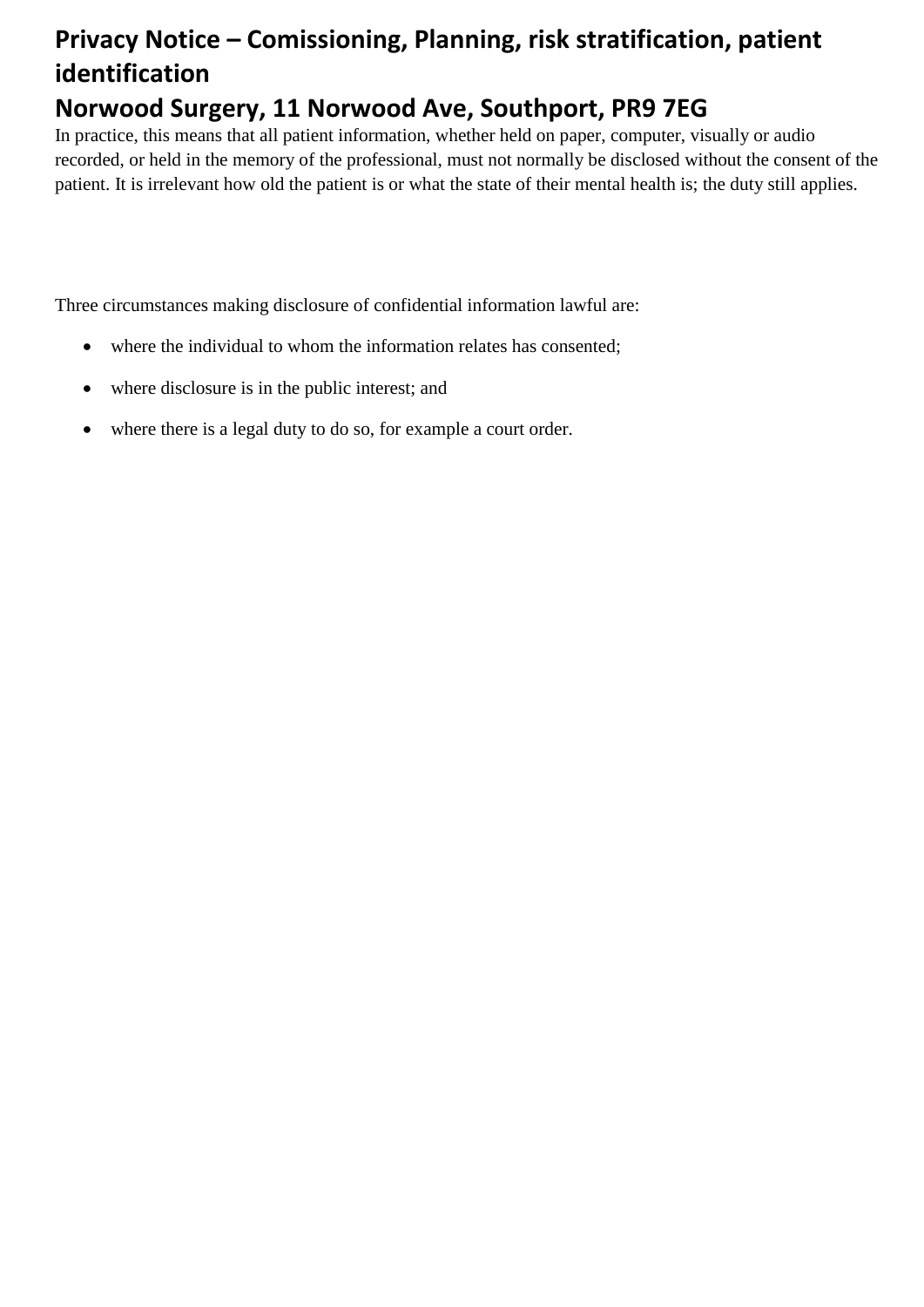# Privacy Notice – Comissioning, Planning, risk stratification, patient identification

## Norwood Surgery, 11 Norwood Ave, Southport, PR9 7EG

In practice, this means that all patient information, whether held on paper, computer, visually or audio recorded, or held in the memory of the professional, must not normally be disclosed without the consent of the patient. It is irrelevant how old the patient is or what the state of their mental health is; the duty still applies.

Three circumstances making disclosure of confidential information lawful are:

- where the individual to whom the information relates has consented;
- where disclosure is in the public interest; and
- where there is a legal duty to do so, for example a court order.